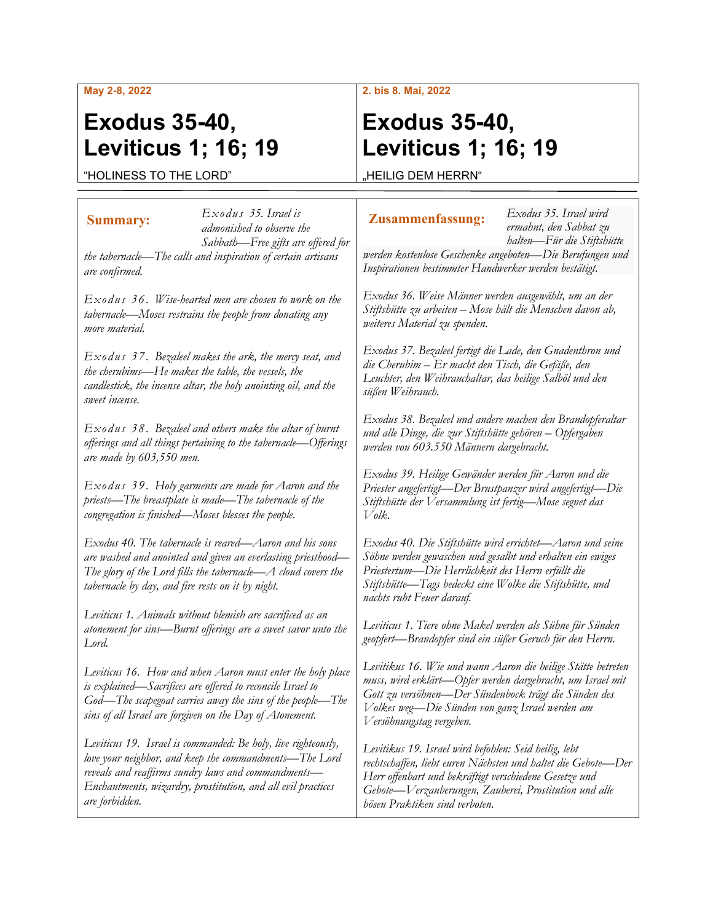May 2-8, 2022

# Exodus 35-40, Leviticus 1; 16; 19

"HOLINESS TO THE LORD"

**Summary:** *Exodus 35. Israel is admonished to observe the Sabbath—Free gifts are offered for the tabernacle—The calls and inspiration of certain artisans are confirmed.*

*Exodus 36. Wise-hearted men are chosen to work on the tabernacle—Moses restrains the people from donating any more material.*

*Exodus 37. Bezaleel makes the ark, the mercy seat, and the cherubims—He makes the table, the vessels, the candlestick, the incense altar, the holy anointing oil, and the sweet incense.*

*Exodus 38. Bezaleel and others make the altar of burnt offerings and all things pertaining to the tabernacle—Offerings are made by 603,550 men.*

*Exodus 39. Holy garments are made for Aaron and the priests—The breastplate is made—The tabernacle of the congregation is finished—Moses blesses the people.*

*Exodus 40. The tabernacle is reared—Aaron and his sons are washed and anointed and given an everlasting priesthood—The glory of the Lord fills the tabernacle—A cloud covers the tabernacle by day, and fire rests on it by night.*

*Leviticus 1. Animals without blemish are sacrificed as an atonement for sins—Burnt offerings are a sweet savor unto the Lord.*

*Leviticus 16. How and when Aaron must enter the holy place is explained—Sacrifices are offered to reconcile Israel to God—The scapegoat carries away the sins of the people—The sins of all Israel are forgiven on the Day of Atonement.*

*Leviticus 19. Israel is commanded: Be holy, live righteously, love your neighbor, and keep the commandments—The Lord reveals and reaffirms sundry laws and commandments—Enchantments, wizardry, prostitution, and all evil practices are forbidden.*

2. bis 8. Mai, 2022

# Exodus 35-40, Leviticus 1; 16; 19

„HEILIG DEM HERRN"

**Zusammenfassung:** *Exodus 35. Israel wird ermahnt, den Sabbat zu halten—Für die Stiftshütte werden kostenlose Geschenke angeboten—Die Berufungen und Inspirationen bestimmter Handwerker werden bestätigt.*

*Exodus 36. Weise Männer werden ausgewählt, um an der Stiftshütte zu arbeiten – Mose hält die Menschen davon ab, weiteres Material zu spenden.*

*Exodus 37. Bezaleel fertigt die Lade, den Gnadenthron und die Cherubim – Er macht den Tisch, die Gefäße, den Leuchter, den Weihrauchaltar, das heilige Salböl und den süßen Weihrauch.*

*Exodus 38. Bezaleel und andere machen den Brandopferaltar und alle Dinge, die zur Stiftshütte gehören – Opfergaben werden von 603.550 Männern dargebracht.*

*Exodus 39. Heilige Gewänder werden für Aaron und die Priester angefertigt—Der Brustpanzer wird angefertigt—Die Stiftshütte der Versammlung ist fertig—Mose segnet das Volk.*

*Exodus 40. Die Stiftshütte wird errichtet—Aaron und seine Söhne werden gewaschen und gesalbt und erhalten ein ewiges Priestertum—Die Herrlichkeit des Herrn erfüllt die Stiftshütte—Tags bedeckt eine Wolke die Stiftshütte, und nachts ruht Feuer darauf.*

*Leviticus 1. Tiere ohne Makel werden als Sühne für Sünden geopfert—Brandopfer sind ein süßer Geruch für den Herrn.*

*Levitikus 16. Wie und wann Aaron die heilige Stätte betreten muss, wird erklärt—Opfer werden dargebracht, um Israel mit Gott zu versöhnen—Der Sündenbock trägt die Sünden des Volkes weg—Die Sünden von ganz Israel werden am Versöhnungstag vergeben.*

*Levitikus 19. Israel wird befohlen: Seid heilig, lebt rechtschaffen, liebt euren Nächsten und haltet die Gebote—Der Herr offenbart und bekräftigt verschiedene Gesetze und Gebote—Verzauberungen, Zauberei, Prostitution und alle bösen Praktiken sind verboten.*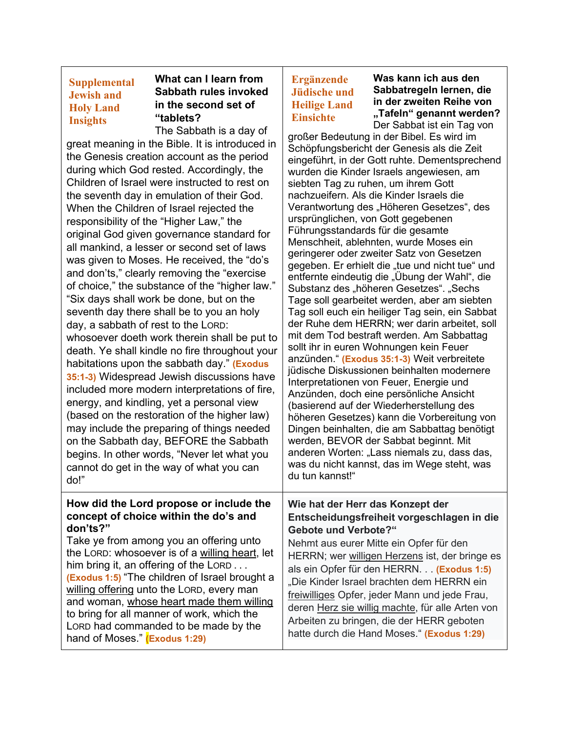| **Supplemental Jewish and Holy Land Insights** **What can I learn from Sabbath rules invoked in the second set of "tablets?** The Sabbath is a day of great meaning in the Bible. It is introduced in the Genesis creation account as the period during which God rested. Accordingly, the Children of Israel were instructed to rest on the seventh day in emulation of their God. When the Children of Israel rejected the responsibility of the "Higher Law," the original God given governance standard for all mankind, a lesser or second set of laws was given to Moses. He received, the "do's and don'ts," clearly removing the "exercise of choice," the substance of the "higher law." "Six days shall work be done, but on the seventh day there shall be to you an holy day, a sabbath of rest to the LORD: whosoever doeth work therein shall be put to death. Ye shall kindle no fire throughout your habitations upon the sabbath day." (Exodus 35:1-3) Widespread Jewish discussions have included more modern interpretations of fire, energy, and kindling, yet a personal view (based on the restoration of the higher law) may include the preparing of things needed on the Sabbath day, BEFORE the Sabbath begins. In other words, "Never let what you cannot do get in the way of what you can do!" | **Ergänzende Jüdische und Heilige Land Einsichte** **Was kann ich aus den Sabbatregeln lernen, die in der zweiten Reihe von „Tafeln" genannt werden?** Der Sabbat ist ein Tag von großer Bedeutung in der Bibel. Es wird im Schöpfungsbericht der Genesis als die Zeit eingeführt, in der Gott ruhte. Dementsprechend wurden die Kinder Israels angewiesen, am siebten Tag zu ruhen, um ihrem Gott nachzueifern. Als die Kinder Israels die Verantwortung des „Höheren Gesetzes", des ursprünglichen, von Gott gegebenen Führungsstandards für die gesamte Menschheit, ablehnten, wurde Moses ein geringerer oder zweiter Satz von Gesetzen gegeben. Er erhielt die „tue und nicht tue" und entfernte eindeutig die „Übung der Wahl", die Substanz des „höheren Gesetzes". „Sechs Tage soll gearbeitet werden, aber am siebten Tag soll euch ein heiliger Tag sein, ein Sabbat der Ruhe dem HERRN; wer darin arbeitet, soll mit dem Tod bestraft werden. Am Sabbattag sollt ihr in euren Wohnungen kein Feuer anzünden." (Exodus 35:1-3) Weit verbreitete jüdische Diskussionen beinhalten modernere Interpretationen von Feuer, Energie und Anzünden, doch eine persönliche Ansicht (basierend auf der Wiederherstellung des höheren Gesetzes) kann die Vorbereitung von Dingen beinhalten, die am Sabbattag benötigt werden, BEVOR der Sabbat beginnt. Mit anderen Worten: „Lass niemals zu, dass das, was du nicht kannst, das im Wege steht, was du tun kannst!" |
|---|---|
| **How did the Lord propose or include the concept of choice within the do's and don'ts?"** Take ye from among you an offering unto the LORD: whosoever is of a willing heart, let him bring it, an offering of the LORD . . . (Exodus 1:5) "The children of Israel brought a willing offering unto the LORD, every man and woman, whose heart made them willing to bring for all manner of work, which the LORD had commanded to be made by the hand of Moses." (Exodus 1:29) | **Wie hat der Herr das Konzept der Entscheidungsfreiheit vorgeschlagen in die Gebote und Verbote?"** Nehmt aus eurer Mitte ein Opfer für den HERRN; wer willigen Herzens ist, der bringe es als ein Opfer für den HERRN. . . (Exodus 1:5) „Die Kinder Israel brachten dem HERRN ein freiwilliges Opfer, jeder Mann und jede Frau, deren Herz sie willig machte, für alle Arten von Arbeiten zu bringen, die der HERR geboten hatte durch die Hand Moses." (Exodus 1:29) |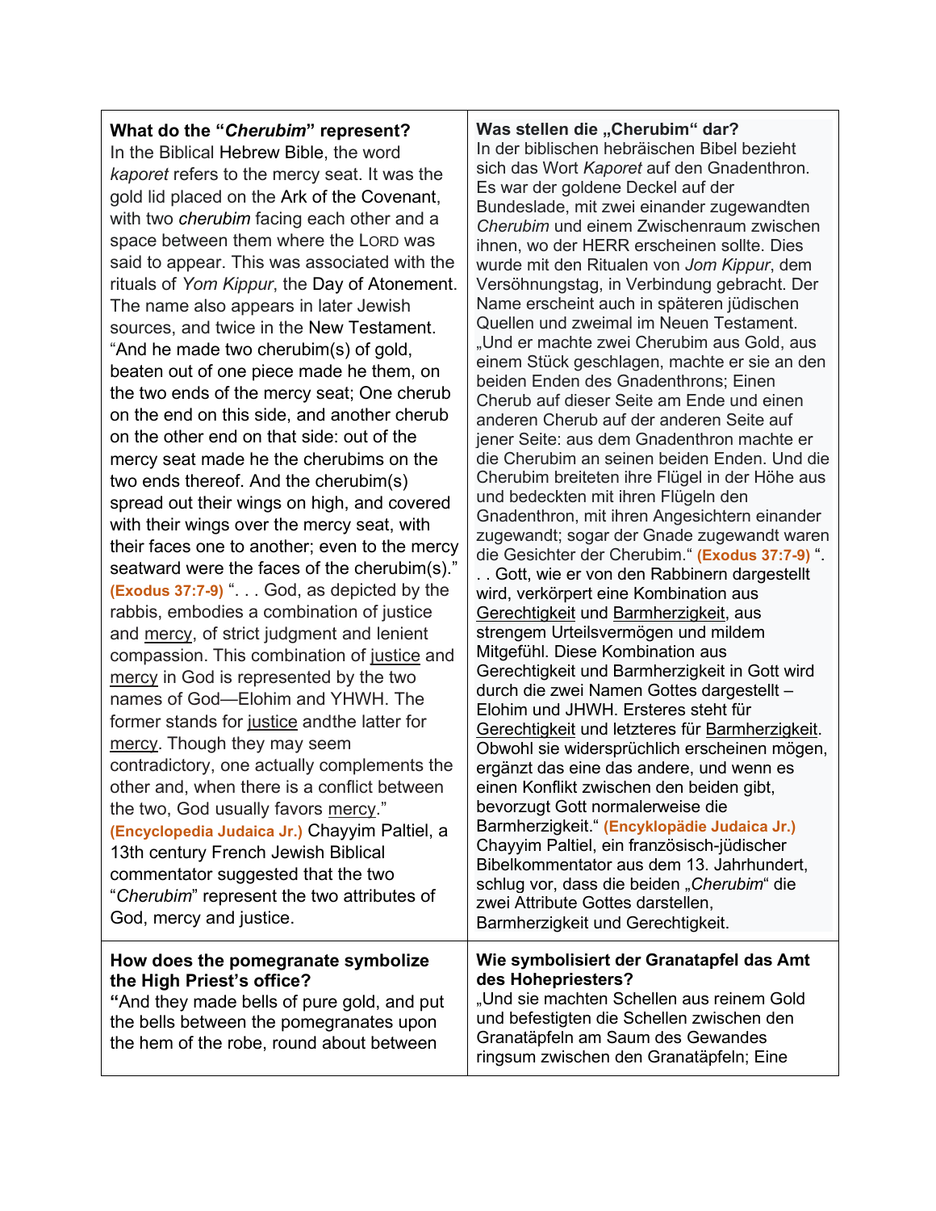| | |
|---|---|
| **What do the "*Cherubim*" represent?**<br>In the Biblical Hebrew Bible, the word *kaporet* refers to the mercy seat. It was the gold lid placed on the Ark of the Covenant, with two *cherubim* facing each other and a space between them where the LORD was said to appear. This was associated with the rituals of *Yom Kippur*, the Day of Atonement. The name also appears in later Jewish sources, and twice in the New Testament. "And he made two cherubim(s) of gold, beaten out of one piece made he them, on the two ends of the mercy seat; One cherub on the end on this side, and another cherub on the other end on that side: out of the mercy seat made he the cherubims on the two ends thereof. And the cherubim(s) spread out their wings on high, and covered with their wings over the mercy seat, with their faces one to another; even to the mercy seatward were the faces of the cherubim(s)." **(Exodus 37:7-9)** ". . . God, as depicted by the rabbis, embodies a combination of justice and <u>mercy</u>, of strict judgment and lenient compassion. This combination of <u>justice</u> and <u>mercy</u> in God is represented by the two names of God—Elohim and YHWH. The former stands for <u>justice</u> andthe latter for <u>mercy</u>. Though they may seem contradictory, one actually complements the other and, when there is a conflict between the two, God usually favors <u>mercy</u>." **(Encyclopedia Judaica Jr.)** Chayyim Paltiel, a 13th century French Jewish Biblical commentator suggested that the two "*Cherubim*" represent the two attributes of God, mercy and justice. | **Was stellen die „Cherubim" dar?**<br>In der biblischen hebräischen Bibel bezieht sich das Wort *Kaporet* auf den Gnadenthron. Es war der goldene Deckel auf der Bundeslade, mit zwei einander zugewandten *Cherubim* und einem Zwischenraum zwischen ihnen, wo der HERR erscheinen sollte. Dies wurde mit den Ritualen von *Jom Kippur*, dem Versöhnungstag, in Verbindung gebracht. Der Name erscheint auch in späteren jüdischen Quellen und zweimal im Neuen Testament. „Und er machte zwei Cherubim aus Gold, aus einem Stück geschlagen, machte er sie an den beiden Enden des Gnadenthrons; Einen Cherub auf dieser Seite am Ende und einen anderen Cherub auf der anderen Seite auf jener Seite: aus dem Gnadenthron machte er die Cherubim an seinen beiden Enden. Und die Cherubim breiteten ihre Flügel in der Höhe aus und bedeckten mit ihren Flügeln den Gnadenthron, mit ihren Angesichtern einander zugewandt; sogar der Gnade zugewandt waren die Gesichter der Cherubim." **(Exodus 37:7-9)** ". . . Gott, wie er von den Rabbinern dargestellt wird, verkörpert eine Kombination aus <u>Gerechtigkeit</u> und <u>Barmherzigkeit</u>, aus strengem Urteilsvermögen und mildem Mitgefühl. Diese Kombination aus Gerechtigkeit und Barmherzigkeit in Gott wird durch die zwei Namen Gottes dargestellt – Elohim und JHWH. Ersteres steht für <u>Gerechtigkeit</u> und letzteres für <u>Barmherzigkeit</u>. Obwohl sie widersprüchlich erscheinen mögen, ergänzt das eine das andere, und wenn es einen Konflikt zwischen den beiden gibt, bevorzugt Gott normalerweise die Barmherzigkeit." **(Encyklopädie Judaica Jr.)** Chayyim Paltiel, ein französisch-jüdischer Bibelkommentator aus dem 13. Jahrhundert, schlug vor, dass die beiden „*Cherubim*" die zwei Attribute Gottes darstellen, Barmherzigkeit und Gerechtigkeit. |
| **How does the pomegranate symbolize the High Priest's office?**<br>**"**And they made bells of pure gold, and put the bells between the pomegranates upon the hem of the robe, round about between | **Wie symbolisiert der Granatapfel das Amt des Hohepriesters?**<br>„Und sie machten Schellen aus reinem Gold und befestigten die Schellen zwischen den Granatäpfeln am Saum des Gewandes ringsum zwischen den Granatäpfeln; Eine |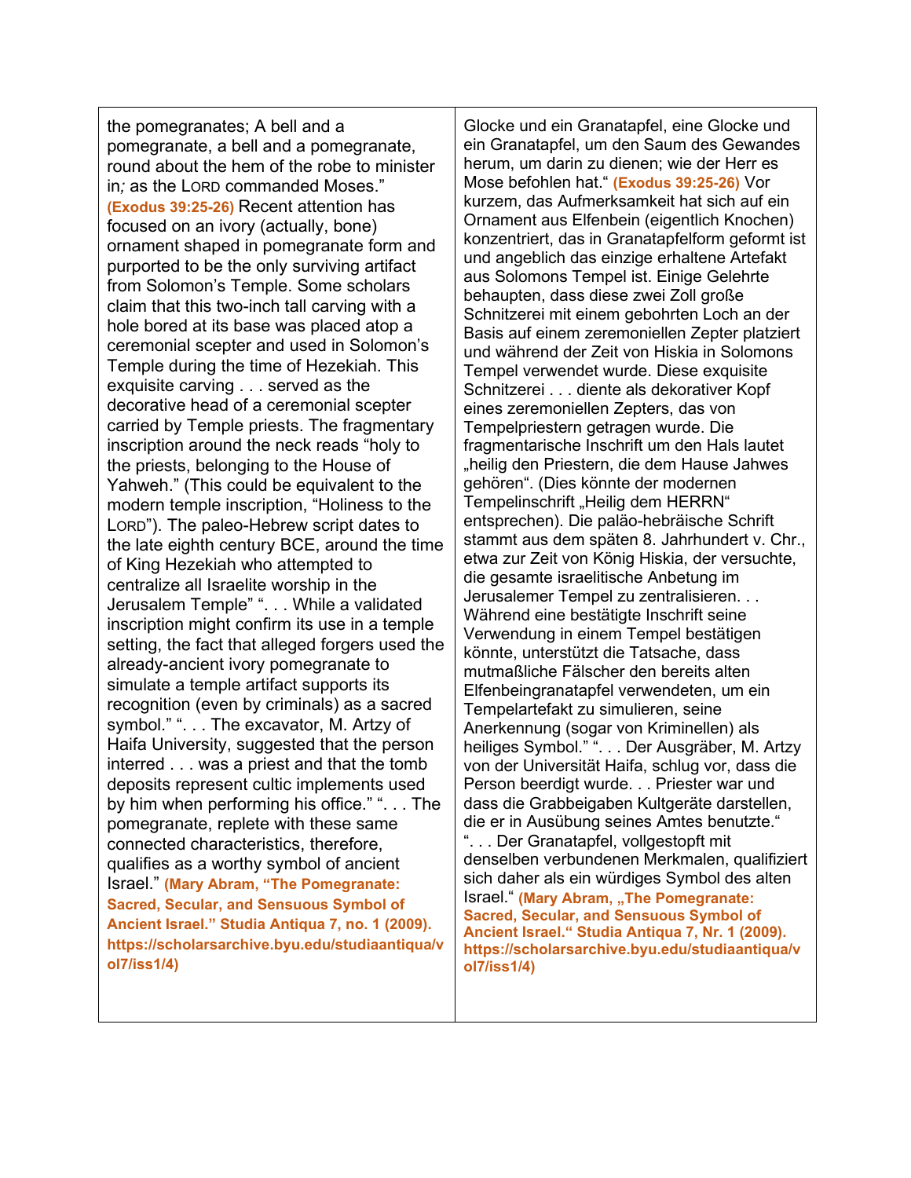| | |
|---|---|
| the pomegranates; A bell and a pomegranate, a bell and a pomegranate, round about the hem of the robe to minister in*;* as the LORD commanded Moses." **(Exodus 39:25-26)** Recent attention has focused on an ivory (actually, bone) ornament shaped in pomegranate form and purported to be the only surviving artifact from Solomon's Temple. Some scholars claim that this two-inch tall carving with a hole bored at its base was placed atop a ceremonial scepter and used in Solomon's Temple during the time of Hezekiah. This exquisite carving . . . served as the decorative head of a ceremonial scepter carried by Temple priests. The fragmentary inscription around the neck reads "holy to the priests, belonging to the House of Yahweh." (This could be equivalent to the modern temple inscription, "Holiness to the LORD"). The paleo-Hebrew script dates to the late eighth century BCE, around the time of King Hezekiah who attempted to centralize all Israelite worship in the Jerusalem Temple" ". . . While a validated inscription might confirm its use in a temple setting, the fact that alleged forgers used the already-ancient ivory pomegranate to simulate a temple artifact supports its recognition (even by criminals) as a sacred symbol." ". . . The excavator, M. Artzy of Haifa University, suggested that the person interred . . . was a priest and that the tomb deposits represent cultic implements used by him when performing his office." ". . . The pomegranate, replete with these same connected characteristics, therefore, qualifies as a worthy symbol of ancient Israel." **(Mary Abram, "The Pomegranate: Sacred, Secular, and Sensuous Symbol of Ancient Israel." Studia Antiqua 7, no. 1 (2009). https://scholarsarchive.byu.edu/studiaantiqua/vol7/iss1/4)** | Glocke und ein Granatapfel, eine Glocke und ein Granatapfel, um den Saum des Gewandes herum, um darin zu dienen; wie der Herr es Mose befohlen hat." **(Exodus 39:25-26)** Vor kurzem, das Aufmerksamkeit hat sich auf ein Ornament aus Elfenbein (eigentlich Knochen) konzentriert, das in Granatapfelform geformt ist und angeblich das einzige erhaltene Artefakt aus Solomons Tempel ist. Einige Gelehrte behaupten, dass diese zwei Zoll große Schnitzerei mit einem gebohrten Loch an der Basis auf einem zeremoniellen Zepter platziert und während der Zeit von Hiskia in Solomons Tempel verwendet wurde. Diese exquisite Schnitzerei . . . diente als dekorativer Kopf eines zeremoniellen Zepters, das von Tempelpriestern getragen wurde. Die fragmentarische Inschrift um den Hals lautet „heilig den Priestern, die dem Hause Jahwes gehören". (Dies könnte der modernen Tempelinschrift „Heilig dem HERRN" entsprechen). Die paläo-hebräische Schrift stammt aus dem späten 8. Jahrhundert v. Chr., etwa zur Zeit von König Hiskia, der versuchte, die gesamte israelitische Anbetung im Jerusalemer Tempel zu zentralisieren. . . Während eine bestätigte Inschrift seine Verwendung in einem Tempel bestätigen könnte, unterstützt die Tatsache, dass mutmaßliche Fälscher den bereits alten Elfenbeingranatapfel verwendeten, um ein Tempelartefakt zu simulieren, seine Anerkennung (sogar von Kriminellen) als heiliges Symbol." ". . . Der Ausgräber, M. Artzy von der Universität Haifa, schlug vor, dass die Person beerdigt wurde. . . Priester war und dass die Grabbeigaben Kultgeräte darstellen, die er in Ausübung seines Amtes benutzte." ". . . Der Granatapfel, vollgestopft mit denselben verbundenen Merkmalen, qualifiziert sich daher als ein würdiges Symbol des alten Israel." **(Mary Abram, „The Pomegranate: Sacred, Secular, and Sensuous Symbol of Ancient Israel." Studia Antiqua 7, Nr. 1 (2009). https://scholarsarchive.byu.edu/studiaantiqua/vol7/iss1/4)** |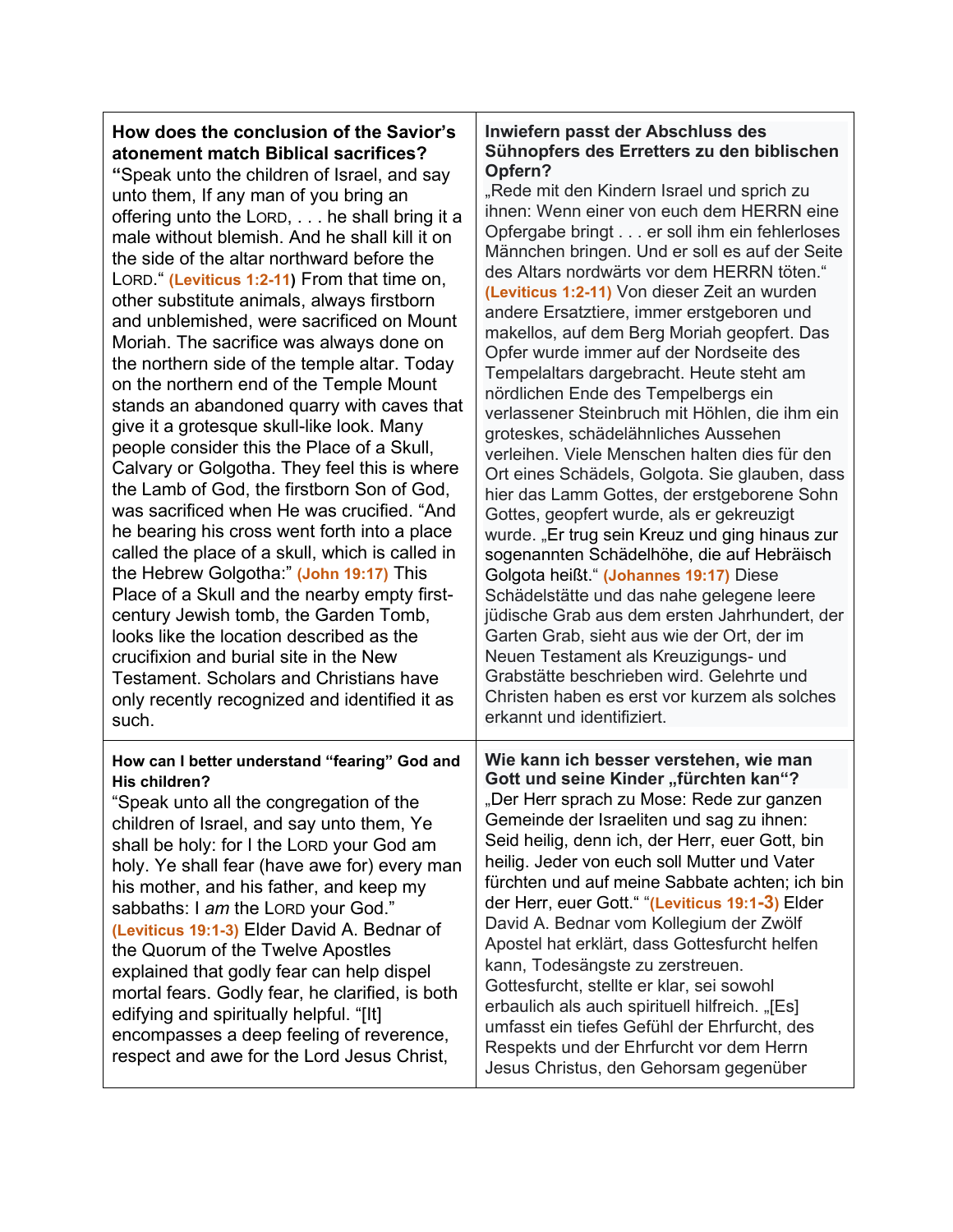| **How does the conclusion of the Savior's atonement match Biblical sacrifices?** "Speak unto the children of Israel, and say unto them, If any man of you bring an offering unto the LORD, . . . he shall bring it a male without blemish. And he shall kill it on the side of the altar northward before the LORD." **(Leviticus 1:2-11)** From that time on, other substitute animals, always firstborn and unblemished, were sacrificed on Mount Moriah. The sacrifice was always done on the northern side of the temple altar. Today on the northern end of the Temple Mount stands an abandoned quarry with caves that give it a grotesque skull-like look. Many people consider this the Place of a Skull, Calvary or Golgotha. They feel this is where the Lamb of God, the firstborn Son of God, was sacrificed when He was crucified. "And he bearing his cross went forth into a place called the place of a skull, which is called in the Hebrew Golgotha:" **(John 19:17)** This Place of a Skull and the nearby empty first-century Jewish tomb, the Garden Tomb, looks like the location described as the crucifixion and burial site in the New Testament. Scholars and Christians have only recently recognized and identified it as such. | **Inwiefern passt der Abschluss des Sühnopfers des Erretters zu den biblischen Opfern?** „Rede mit den Kindern Israel und sprich zu ihnen: Wenn einer von euch dem HERRN eine Opfergabe bringt . . . er soll ihm ein fehlerloses Männchen bringen. Und er soll es auf der Seite des Altars nordwärts vor dem HERRN töten." **(Leviticus 1:2-11)** Von dieser Zeit an wurden andere Ersatztiere, immer erstgeboren und makellos, auf dem Berg Moriah geopfert. Das Opfer wurde immer auf der Nordseite des Tempelaltars dargebracht. Heute steht am nördlichen Ende des Tempelbergs ein verlassener Steinbruch mit Höhlen, die ihm ein groteskes, schädelähnliches Aussehen verleihen. Viele Menschen halten dies für den Ort eines Schädels, Golgota. Sie glauben, dass hier das Lamm Gottes, der erstgeborene Sohn Gottes, geopfert wurde, als er gekreuzigt wurde. „Er trug sein Kreuz und ging hinaus zur sogenannten Schädelhöhe, die auf Hebräisch Golgota heißt." **(Johannes 19:17)** Diese Schädelstätte und das nahe gelegene leere jüdische Grab aus dem ersten Jahrhundert, der Garten Grab, sieht aus wie der Ort, der im Neuen Testament als Kreuzigungs- und Grabstätte beschrieben wird. Gelehrte und Christen haben es erst vor kurzem als solches erkannt und identifiziert. |
|---|---|
| **How can I better understand "fearing" God and His children?** "Speak unto all the congregation of the children of Israel, and say unto them, Ye shall be holy: for I the LORD your God am holy. Ye shall fear (have awe for) every man his mother, and his father, and keep my sabbaths: I *am* the LORD your God." **(Leviticus 19:1-3)** Elder David A. Bednar of the Quorum of the Twelve Apostles explained that godly fear can help dispel mortal fears. Godly fear, he clarified, is both edifying and spiritually helpful. "[It] encompasses a deep feeling of reverence, respect and awe for the Lord Jesus Christ, | **Wie kann ich besser verstehen, wie man Gott und seine Kinder „fürchten kan"?** „Der Herr sprach zu Mose: Rede zur ganzen Gemeinde der Israeliten und sag zu ihnen: Seid heilig, denn ich, der Herr, euer Gott, bin heilig. Jeder von euch soll Mutter und Vater fürchten und auf meine Sabbate achten; ich bin der Herr, euer Gott." "**(Leviticus 19:1-3)** Elder David A. Bednar vom Kollegium der Zwölf Apostel hat erklärt, dass Gottesfurcht helfen kann, Todesängste zu zerstreuen. Gottesfurcht, stellte er klar, sei sowohl erbaulich als auch spirituell hilfreich. „[Es] umfasst ein tiefes Gefühl der Ehrfurcht, des Respekts und der Ehrfurcht vor dem Herrn Jesus Christus, den Gehorsam gegenüber |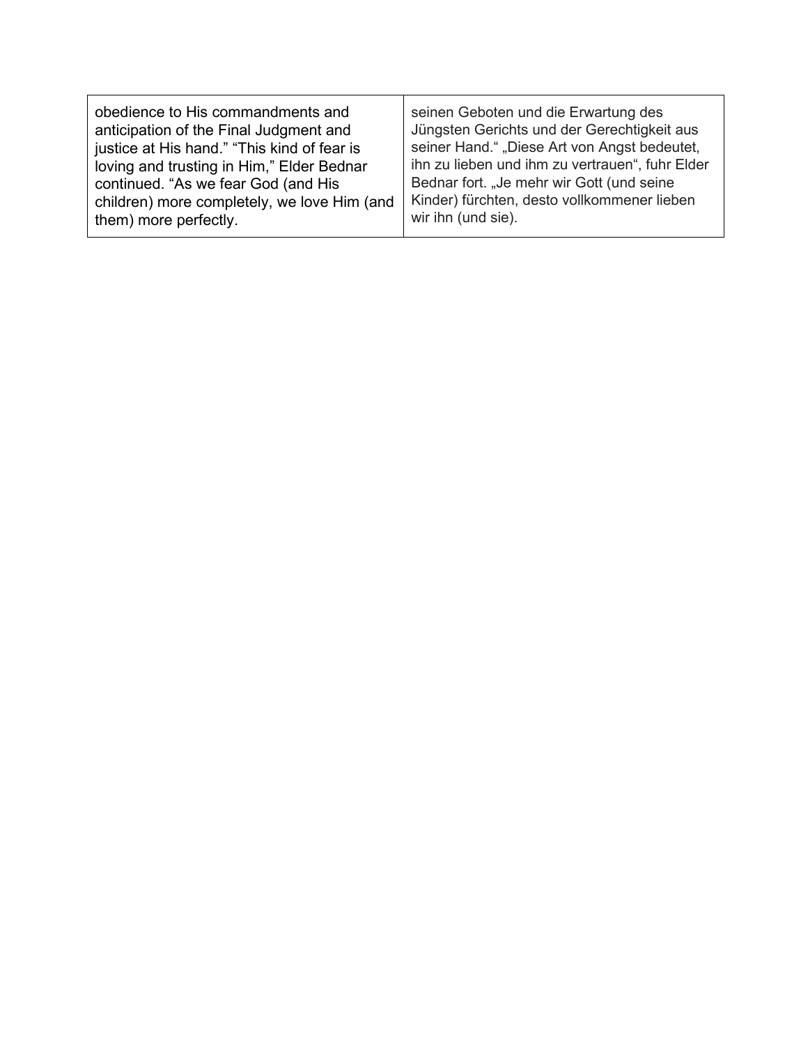| | |
|---|---|
| obedience to His commandments and anticipation of the Final Judgment and justice at His hand." "This kind of fear is loving and trusting in Him," Elder Bednar continued. "As we fear God (and His children) more completely, we love Him (and them) more perfectly. | seinen Geboten und die Erwartung des Jüngsten Gerichts und der Gerechtigkeit aus seiner Hand." „Diese Art von Angst bedeutet, ihn zu lieben und ihm zu vertrauen", fuhr Elder Bednar fort. „Je mehr wir Gott (und seine Kinder) fürchten, desto vollkommener lieben wir ihn (und sie). |